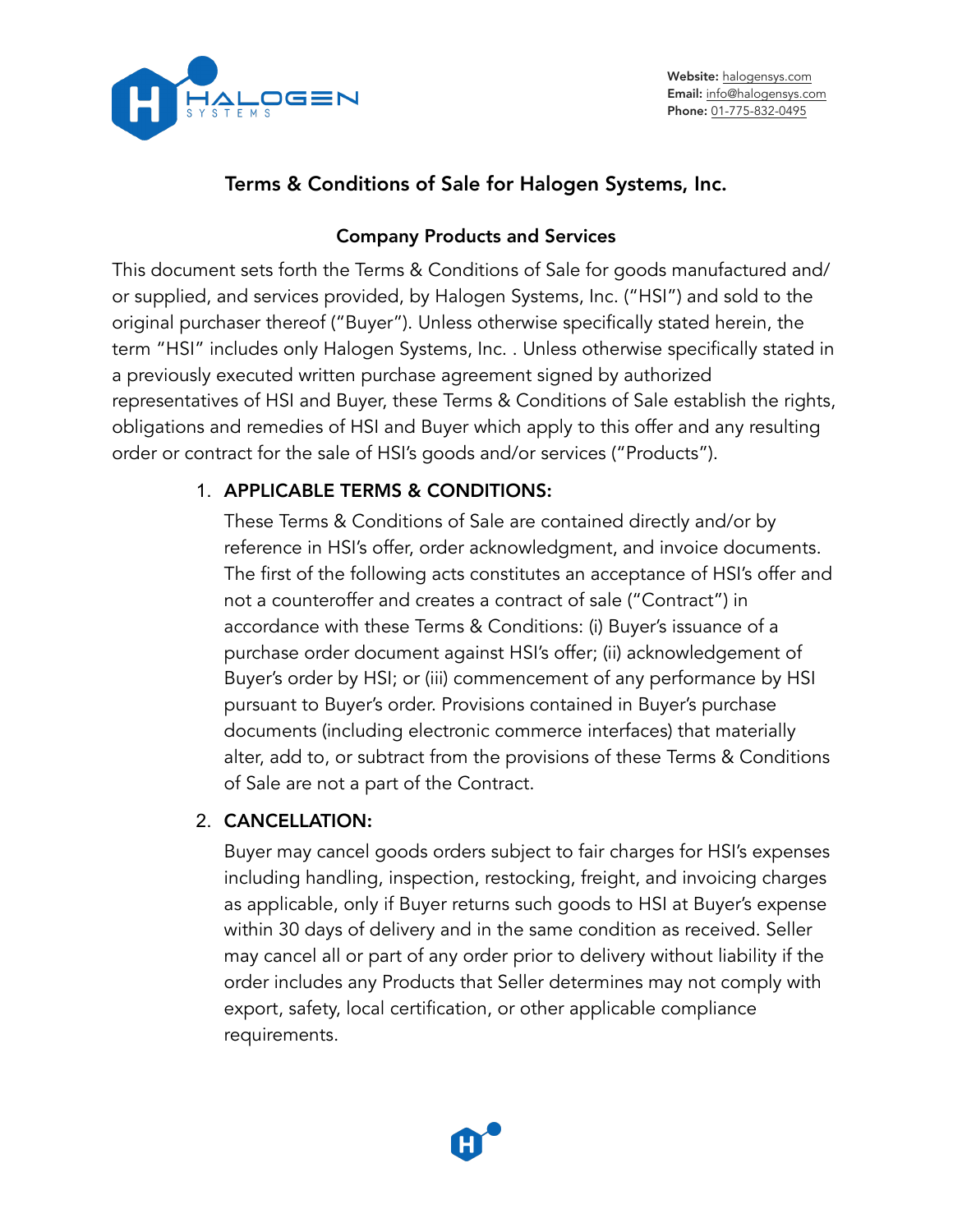Website: halogensys.com
Email: info@halogensys.com
Phone: 01-775-832-0495

# Terms & Conditions of Sale for Halogen Systems, Inc.

## Company Products and Services

This document sets forth the Terms & Conditions of Sale for goods manufactured and/or supplied, and services provided, by Halogen Systems, Inc. ("HSI") and sold to the original purchaser thereof ("Buyer"). Unless otherwise specifically stated herein, the term "HSI" includes only Halogen Systems, Inc. . Unless otherwise specifically stated in a previously executed written purchase agreement signed by authorized representatives of HSI and Buyer, these Terms & Conditions of Sale establish the rights, obligations and remedies of HSI and Buyer which apply to this offer and any resulting order or contract for the sale of HSI's goods and/or services ("Products").

1. **APPLICABLE TERMS & CONDITIONS:**

   These Terms & Conditions of Sale are contained directly and/or by reference in HSI's offer, order acknowledgment, and invoice documents. The first of the following acts constitutes an acceptance of HSI's offer and not a counteroffer and creates a contract of sale ("Contract") in accordance with these Terms & Conditions: (i) Buyer's issuance of a purchase order document against HSI's offer; (ii) acknowledgement of Buyer's order by HSI; or (iii) commencement of any performance by HSI pursuant to Buyer's order. Provisions contained in Buyer's purchase documents (including electronic commerce interfaces) that materially alter, add to, or subtract from the provisions of these Terms & Conditions of Sale are not a part of the Contract.

2. **CANCELLATION:**

   Buyer may cancel goods orders subject to fair charges for HSI's expenses including handling, inspection, restocking, freight, and invoicing charges as applicable, only if Buyer returns such goods to HSI at Buyer's expense within 30 days of delivery and in the same condition as received. Seller may cancel all or part of any order prior to delivery without liability if the order includes any Products that Seller determines may not comply with export, safety, local certification, or other applicable compliance requirements.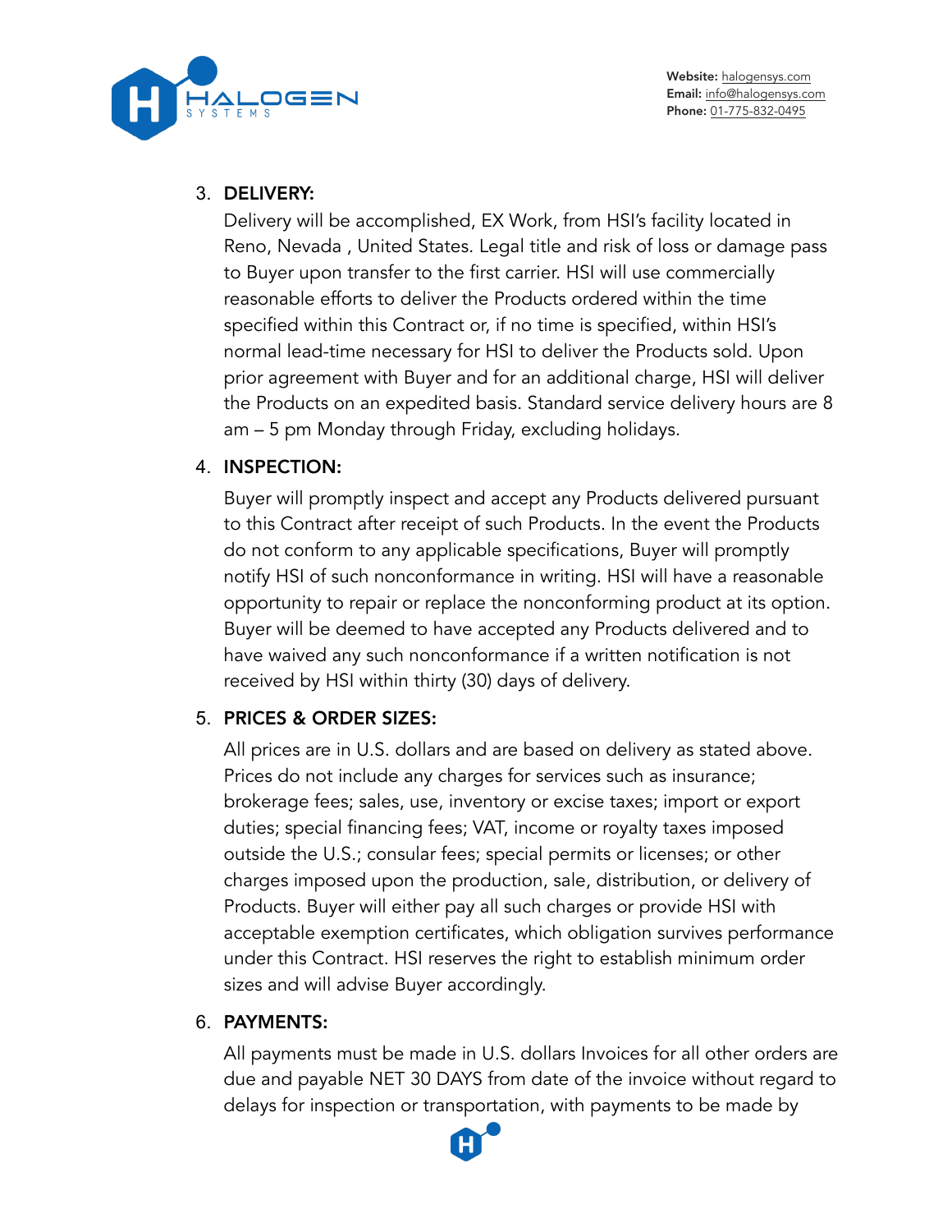3. **DELIVERY:**

   Delivery will be accomplished, EX Work, from HSI's facility located in Reno, Nevada , United States. Legal title and risk of loss or damage pass to Buyer upon transfer to the first carrier. HSI will use commercially reasonable efforts to deliver the Products ordered within the time specified within this Contract or, if no time is specified, within HSI's normal lead-time necessary for HSI to deliver the Products sold. Upon prior agreement with Buyer and for an additional charge, HSI will deliver the Products on an expedited basis. Standard service delivery hours are 8 am – 5 pm Monday through Friday, excluding holidays.

4. **INSPECTION:**

   Buyer will promptly inspect and accept any Products delivered pursuant to this Contract after receipt of such Products. In the event the Products do not conform to any applicable specifications, Buyer will promptly notify HSI of such nonconformance in writing. HSI will have a reasonable opportunity to repair or replace the nonconforming product at its option. Buyer will be deemed to have accepted any Products delivered and to have waived any such nonconformance if a written notification is not received by HSI within thirty (30) days of delivery.

5. **PRICES & ORDER SIZES:**

   All prices are in U.S. dollars and are based on delivery as stated above. Prices do not include any charges for services such as insurance; brokerage fees; sales, use, inventory or excise taxes; import or export duties; special financing fees; VAT, income or royalty taxes imposed outside the U.S.; consular fees; special permits or licenses; or other charges imposed upon the production, sale, distribution, or delivery of Products. Buyer will either pay all such charges or provide HSI with acceptable exemption certificates, which obligation survives performance under this Contract. HSI reserves the right to establish minimum order sizes and will advise Buyer accordingly.

6. **PAYMENTS:**

   All payments must be made in U.S. dollars Invoices for all other orders are due and payable NET 30 DAYS from date of the invoice without regard to delays for inspection or transportation, with payments to be made by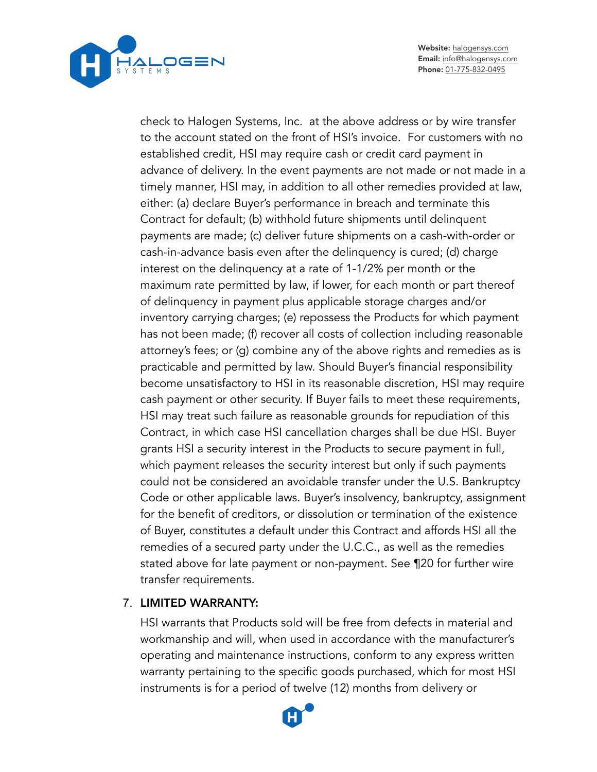check to Halogen Systems, Inc. at the above address or by wire transfer to the account stated on the front of HSI's invoice. For customers with no established credit, HSI may require cash or credit card payment in advance of delivery. In the event payments are not made or not made in a timely manner, HSI may, in addition to all other remedies provided at law, either: (a) declare Buyer's performance in breach and terminate this Contract for default; (b) withhold future shipments until delinquent payments are made; (c) deliver future shipments on a cash-with-order or cash-in-advance basis even after the delinquency is cured; (d) charge interest on the delinquency at a rate of 1-1/2% per month or the maximum rate permitted by law, if lower, for each month or part thereof of delinquency in payment plus applicable storage charges and/or inventory carrying charges; (e) repossess the Products for which payment has not been made; (f) recover all costs of collection including reasonable attorney's fees; or (g) combine any of the above rights and remedies as is practicable and permitted by law. Should Buyer's financial responsibility become unsatisfactory to HSI in its reasonable discretion, HSI may require cash payment or other security. If Buyer fails to meet these requirements, HSI may treat such failure as reasonable grounds for repudiation of this Contract, in which case HSI cancellation charges shall be due HSI. Buyer grants HSI a security interest in the Products to secure payment in full, which payment releases the security interest but only if such payments could not be considered an avoidable transfer under the U.S. Bankruptcy Code or other applicable laws. Buyer's insolvency, bankruptcy, assignment for the benefit of creditors, or dissolution or termination of the existence of Buyer, constitutes a default under this Contract and affords HSI all the remedies of a secured party under the U.C.C., as well as the remedies stated above for late payment or non-payment. See ¶20 for further wire transfer requirements.

7. **LIMITED WARRANTY:**

   HSI warrants that Products sold will be free from defects in material and workmanship and will, when used in accordance with the manufacturer's operating and maintenance instructions, conform to any express written warranty pertaining to the specific goods purchased, which for most HSI instruments is for a period of twelve (12) months from delivery or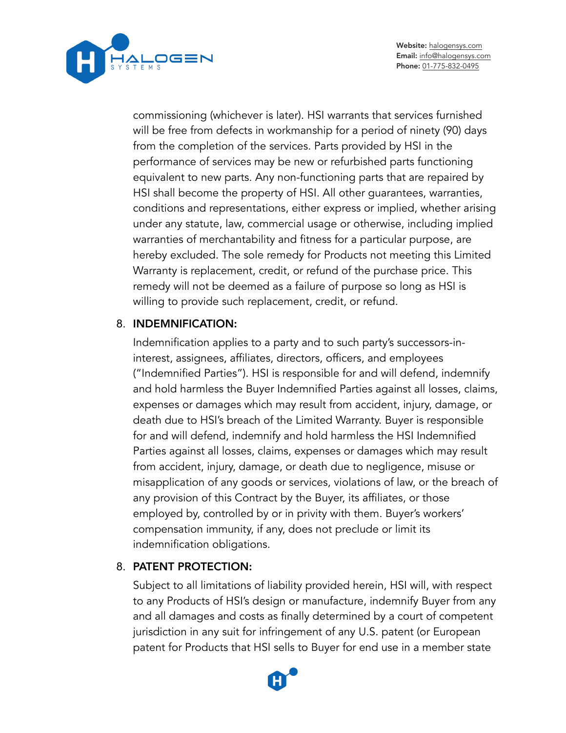commissioning (whichever is later). HSI warrants that services furnished will be free from defects in workmanship for a period of ninety (90) days from the completion of the services. Parts provided by HSI in the performance of services may be new or refurbished parts functioning equivalent to new parts. Any non-functioning parts that are repaired by HSI shall become the property of HSI. All other guarantees, warranties, conditions and representations, either express or implied, whether arising under any statute, law, commercial usage or otherwise, including implied warranties of merchantability and fitness for a particular purpose, are hereby excluded. The sole remedy for Products not meeting this Limited Warranty is replacement, credit, or refund of the purchase price. This remedy will not be deemed as a failure of purpose so long as HSI is willing to provide such replacement, credit, or refund.

8. **INDEMNIFICATION:**

   Indemnification applies to a party and to such party's successors-in-interest, assignees, affiliates, directors, officers, and employees ("Indemnified Parties"). HSI is responsible for and will defend, indemnify and hold harmless the Buyer Indemnified Parties against all losses, claims, expenses or damages which may result from accident, injury, damage, or death due to HSI's breach of the Limited Warranty. Buyer is responsible for and will defend, indemnify and hold harmless the HSI Indemnified Parties against all losses, claims, expenses or damages which may result from accident, injury, damage, or death due to negligence, misuse or misapplication of any goods or services, violations of law, or the breach of any provision of this Contract by the Buyer, its affiliates, or those employed by, controlled by or in privity with them. Buyer's workers' compensation immunity, if any, does not preclude or limit its indemnification obligations.

8. **PATENT PROTECTION:**

   Subject to all limitations of liability provided herein, HSI will, with respect to any Products of HSI's design or manufacture, indemnify Buyer from any and all damages and costs as finally determined by a court of competent jurisdiction in any suit for infringement of any U.S. patent (or European patent for Products that HSI sells to Buyer for end use in a member state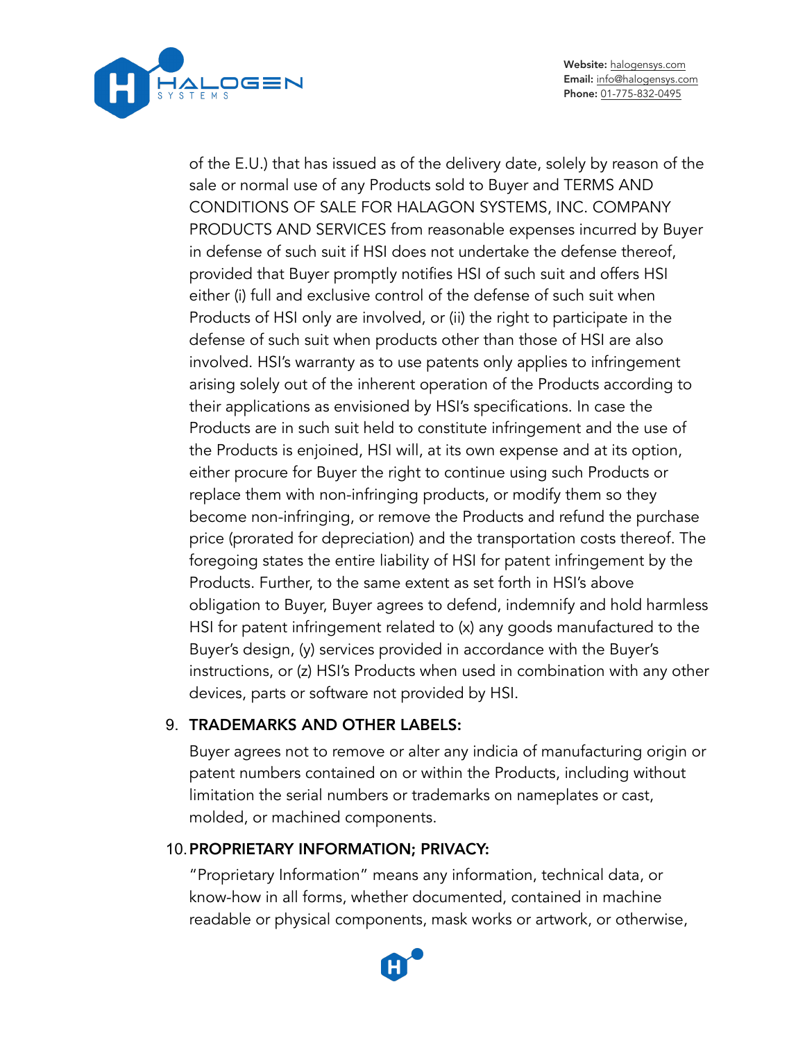of the E.U.) that has issued as of the delivery date, solely by reason of the sale or normal use of any Products sold to Buyer and TERMS AND CONDITIONS OF SALE FOR HALAGON SYSTEMS, INC. COMPANY PRODUCTS AND SERVICES from reasonable expenses incurred by Buyer in defense of such suit if HSI does not undertake the defense thereof, provided that Buyer promptly notifies HSI of such suit and offers HSI either (i) full and exclusive control of the defense of such suit when Products of HSI only are involved, or (ii) the right to participate in the defense of such suit when products other than those of HSI are also involved. HSI's warranty as to use patents only applies to infringement arising solely out of the inherent operation of the Products according to their applications as envisioned by HSI's specifications. In case the Products are in such suit held to constitute infringement and the use of the Products is enjoined, HSI will, at its own expense and at its option, either procure for Buyer the right to continue using such Products or replace them with non-infringing products, or modify them so they become non-infringing, or remove the Products and refund the purchase price (prorated for depreciation) and the transportation costs thereof. The foregoing states the entire liability of HSI for patent infringement by the Products. Further, to the same extent as set forth in HSI's above obligation to Buyer, Buyer agrees to defend, indemnify and hold harmless HSI for patent infringement related to (x) any goods manufactured to the Buyer's design, (y) services provided in accordance with the Buyer's instructions, or (z) HSI's Products when used in combination with any other devices, parts or software not provided by HSI.

9. **TRADEMARKS AND OTHER LABELS:**

   Buyer agrees not to remove or alter any indicia of manufacturing origin or patent numbers contained on or within the Products, including without limitation the serial numbers or trademarks on nameplates or cast, molded, or machined components.

10. **PROPRIETARY INFORMATION; PRIVACY:**

    "Proprietary Information" means any information, technical data, or know-how in all forms, whether documented, contained in machine readable or physical components, mask works or artwork, or otherwise,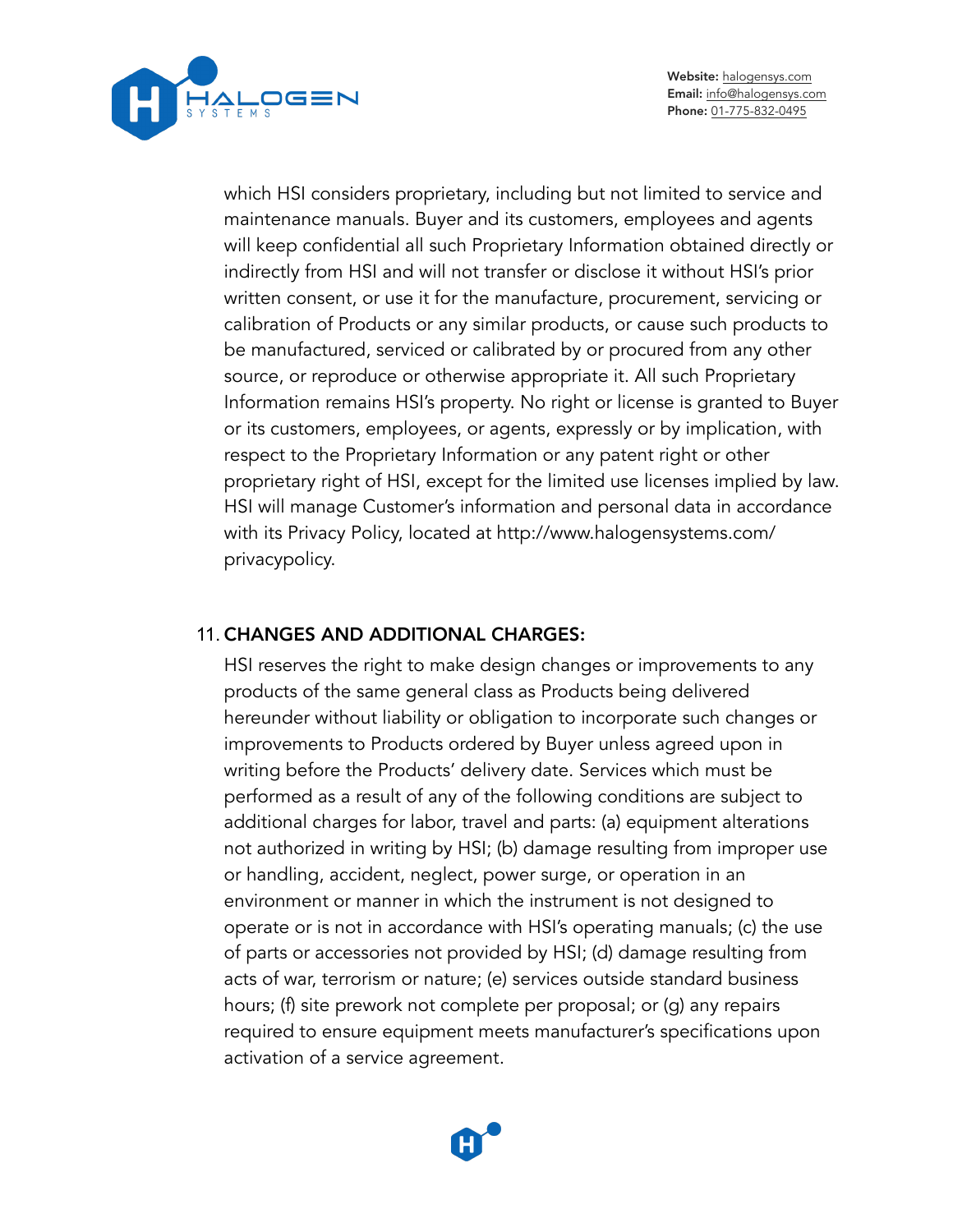which HSI considers proprietary, including but not limited to service and maintenance manuals. Buyer and its customers, employees and agents will keep confidential all such Proprietary Information obtained directly or indirectly from HSI and will not transfer or disclose it without HSI's prior written consent, or use it for the manufacture, procurement, servicing or calibration of Products or any similar products, or cause such products to be manufactured, serviced or calibrated by or procured from any other source, or reproduce or otherwise appropriate it. All such Proprietary Information remains HSI's property. No right or license is granted to Buyer or its customers, employees, or agents, expressly or by implication, with respect to the Proprietary Information or any patent right or other proprietary right of HSI, except for the limited use licenses implied by law. HSI will manage Customer's information and personal data in accordance with its Privacy Policy, located at http://www.halogensystems.com/privacypolicy.

11. **CHANGES AND ADDITIONAL CHARGES:**

HSI reserves the right to make design changes or improvements to any products of the same general class as Products being delivered hereunder without liability or obligation to incorporate such changes or improvements to Products ordered by Buyer unless agreed upon in writing before the Products' delivery date. Services which must be performed as a result of any of the following conditions are subject to additional charges for labor, travel and parts: (a) equipment alterations not authorized in writing by HSI; (b) damage resulting from improper use or handling, accident, neglect, power surge, or operation in an environment or manner in which the instrument is not designed to operate or is not in accordance with HSI's operating manuals; (c) the use of parts or accessories not provided by HSI; (d) damage resulting from acts of war, terrorism or nature; (e) services outside standard business hours; (f) site prework not complete per proposal; or (g) any repairs required to ensure equipment meets manufacturer's specifications upon activation of a service agreement.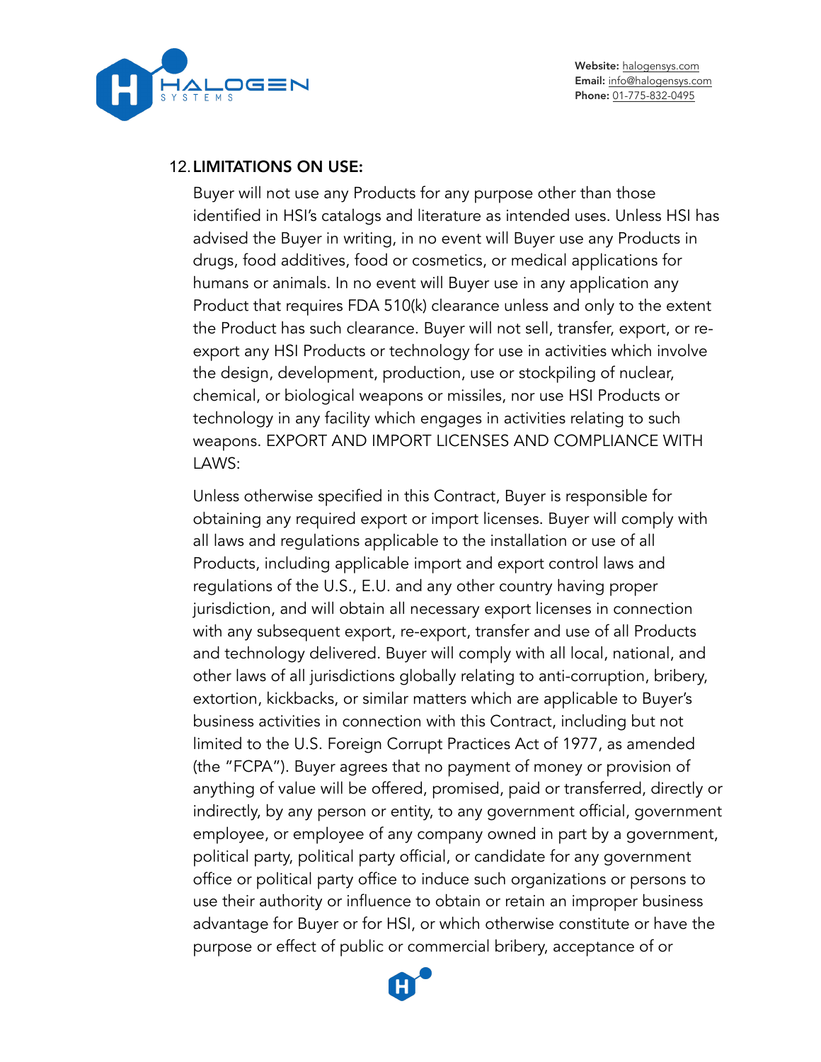12. **LIMITATIONS ON USE:**

Buyer will not use any Products for any purpose other than those identified in HSI's catalogs and literature as intended uses. Unless HSI has advised the Buyer in writing, in no event will Buyer use any Products in drugs, food additives, food or cosmetics, or medical applications for humans or animals. In no event will Buyer use in any application any Product that requires FDA 510(k) clearance unless and only to the extent the Product has such clearance. Buyer will not sell, transfer, export, or re-export any HSI Products or technology for use in activities which involve the design, development, production, use or stockpiling of nuclear, chemical, or biological weapons or missiles, nor use HSI Products or technology in any facility which engages in activities relating to such weapons. EXPORT AND IMPORT LICENSES AND COMPLIANCE WITH LAWS:

Unless otherwise specified in this Contract, Buyer is responsible for obtaining any required export or import licenses. Buyer will comply with all laws and regulations applicable to the installation or use of all Products, including applicable import and export control laws and regulations of the U.S., E.U. and any other country having proper jurisdiction, and will obtain all necessary export licenses in connection with any subsequent export, re-export, transfer and use of all Products and technology delivered. Buyer will comply with all local, national, and other laws of all jurisdictions globally relating to anti-corruption, bribery, extortion, kickbacks, or similar matters which are applicable to Buyer's business activities in connection with this Contract, including but not limited to the U.S. Foreign Corrupt Practices Act of 1977, as amended (the "FCPA"). Buyer agrees that no payment of money or provision of anything of value will be offered, promised, paid or transferred, directly or indirectly, by any person or entity, to any government official, government employee, or employee of any company owned in part by a government, political party, political party official, or candidate for any government office or political party office to induce such organizations or persons to use their authority or influence to obtain or retain an improper business advantage for Buyer or for HSI, or which otherwise constitute or have the purpose or effect of public or commercial bribery, acceptance of or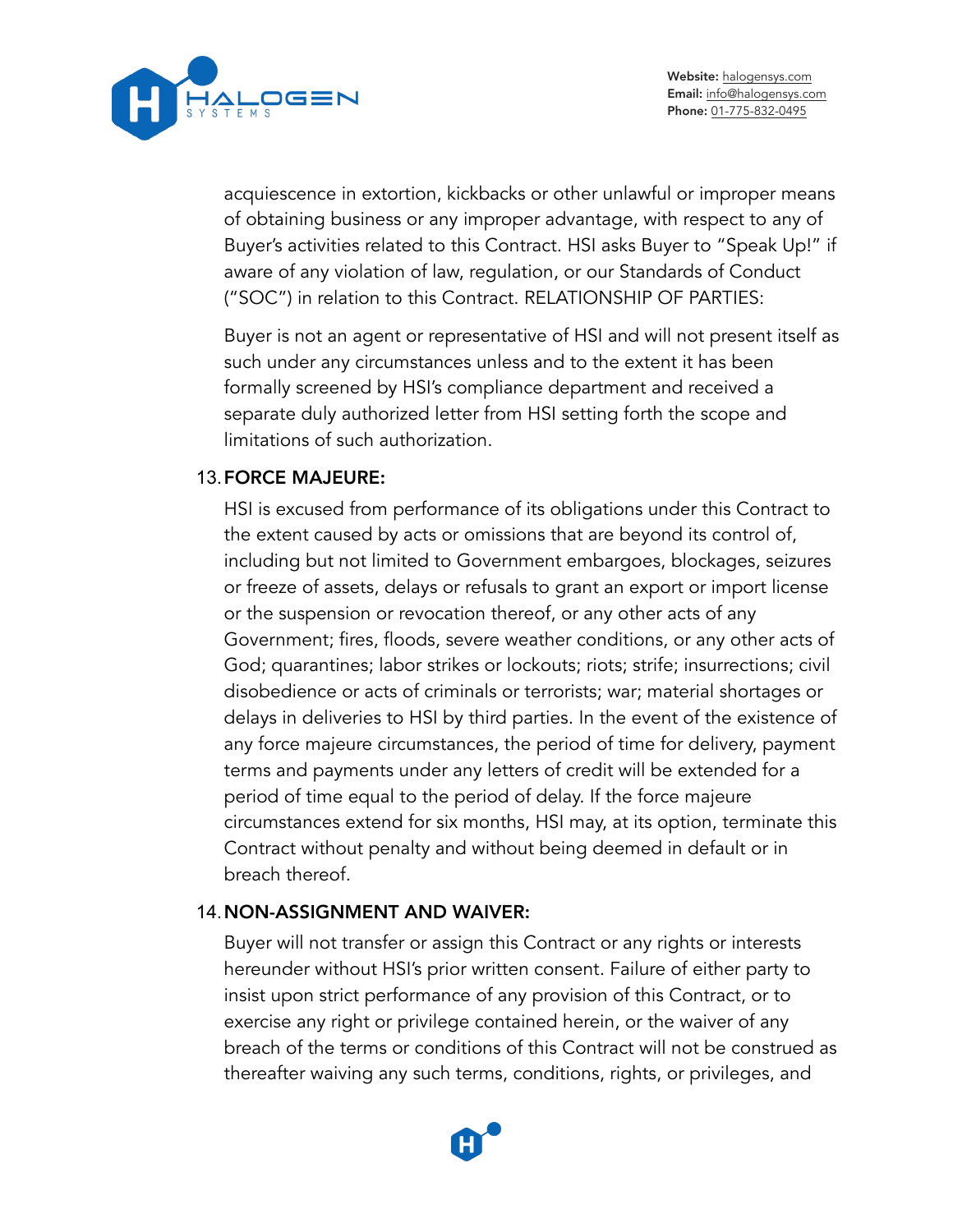acquiescence in extortion, kickbacks or other unlawful or improper means of obtaining business or any improper advantage, with respect to any of Buyer's activities related to this Contract. HSI asks Buyer to "Speak Up!" if aware of any violation of law, regulation, or our Standards of Conduct ("SOC") in relation to this Contract. RELATIONSHIP OF PARTIES:

Buyer is not an agent or representative of HSI and will not present itself as such under any circumstances unless and to the extent it has been formally screened by HSI's compliance department and received a separate duly authorized letter from HSI setting forth the scope and limitations of such authorization.

13. **FORCE MAJEURE:**

HSI is excused from performance of its obligations under this Contract to the extent caused by acts or omissions that are beyond its control of, including but not limited to Government embargoes, blockages, seizures or freeze of assets, delays or refusals to grant an export or import license or the suspension or revocation thereof, or any other acts of any Government; fires, floods, severe weather conditions, or any other acts of God; quarantines; labor strikes or lockouts; riots; strife; insurrections; civil disobedience or acts of criminals or terrorists; war; material shortages or delays in deliveries to HSI by third parties. In the event of the existence of any force majeure circumstances, the period of time for delivery, payment terms and payments under any letters of credit will be extended for a period of time equal to the period of delay. If the force majeure circumstances extend for six months, HSI may, at its option, terminate this Contract without penalty and without being deemed in default or in breach thereof.

14. **NON-ASSIGNMENT AND WAIVER:**

Buyer will not transfer or assign this Contract or any rights or interests hereunder without HSI's prior written consent. Failure of either party to insist upon strict performance of any provision of this Contract, or to exercise any right or privilege contained herein, or the waiver of any breach of the terms or conditions of this Contract will not be construed as thereafter waiving any such terms, conditions, rights, or privileges, and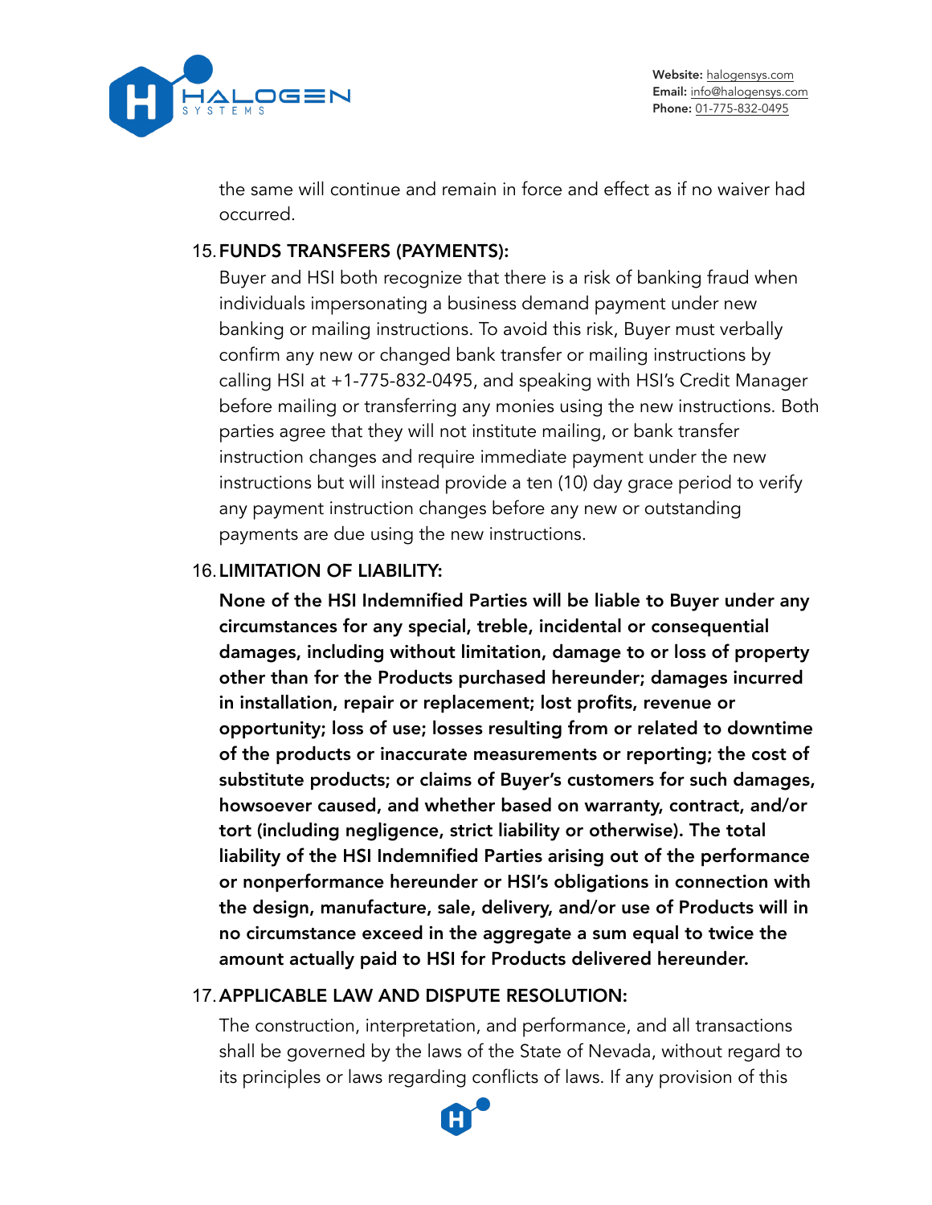the same will continue and remain in force and effect as if no waiver had occurred.

15. **FUNDS TRANSFERS (PAYMENTS):**

Buyer and HSI both recognize that there is a risk of banking fraud when individuals impersonating a business demand payment under new banking or mailing instructions. To avoid this risk, Buyer must verbally confirm any new or changed bank transfer or mailing instructions by calling HSI at +1-775-832-0495, and speaking with HSI's Credit Manager before mailing or transferring any monies using the new instructions. Both parties agree that they will not institute mailing, or bank transfer instruction changes and require immediate payment under the new instructions but will instead provide a ten (10) day grace period to verify any payment instruction changes before any new or outstanding payments are due using the new instructions.

16. **LIMITATION OF LIABILITY:**

**None of the HSI Indemnified Parties will be liable to Buyer under any circumstances for any special, treble, incidental or consequential damages, including without limitation, damage to or loss of property other than for the Products purchased hereunder; damages incurred in installation, repair or replacement; lost profits, revenue or opportunity; loss of use; losses resulting from or related to downtime of the products or inaccurate measurements or reporting; the cost of substitute products; or claims of Buyer's customers for such damages, howsoever caused, and whether based on warranty, contract, and/or tort (including negligence, strict liability or otherwise). The total liability of the HSI Indemnified Parties arising out of the performance or nonperformance hereunder or HSI's obligations in connection with the design, manufacture, sale, delivery, and/or use of Products will in no circumstance exceed in the aggregate a sum equal to twice the amount actually paid to HSI for Products delivered hereunder.**

17. **APPLICABLE LAW AND DISPUTE RESOLUTION:**

The construction, interpretation, and performance, and all transactions shall be governed by the laws of the State of Nevada, without regard to its principles or laws regarding conflicts of laws. If any provision of this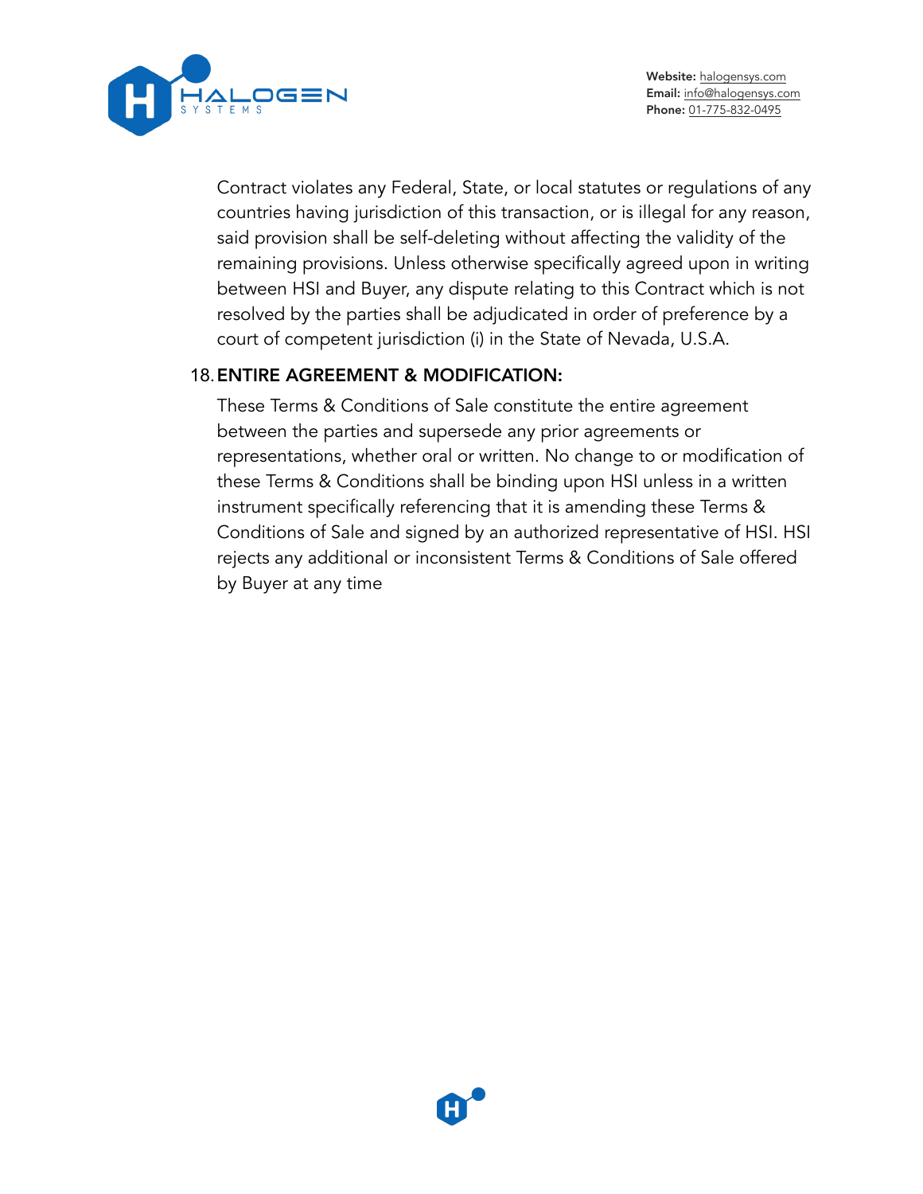Contract violates any Federal, State, or local statutes or regulations of any countries having jurisdiction of this transaction, or is illegal for any reason, said provision shall be self-deleting without affecting the validity of the remaining provisions. Unless otherwise specifically agreed upon in writing between HSI and Buyer, any dispute relating to this Contract which is not resolved by the parties shall be adjudicated in order of preference by a court of competent jurisdiction (i) in the State of Nevada, U.S.A.

18. **ENTIRE AGREEMENT & MODIFICATION:**

These Terms & Conditions of Sale constitute the entire agreement between the parties and supersede any prior agreements or representations, whether oral or written. No change to or modification of these Terms & Conditions shall be binding upon HSI unless in a written instrument specifically referencing that it is amending these Terms & Conditions of Sale and signed by an authorized representative of HSI. HSI rejects any additional or inconsistent Terms & Conditions of Sale offered by Buyer at any time